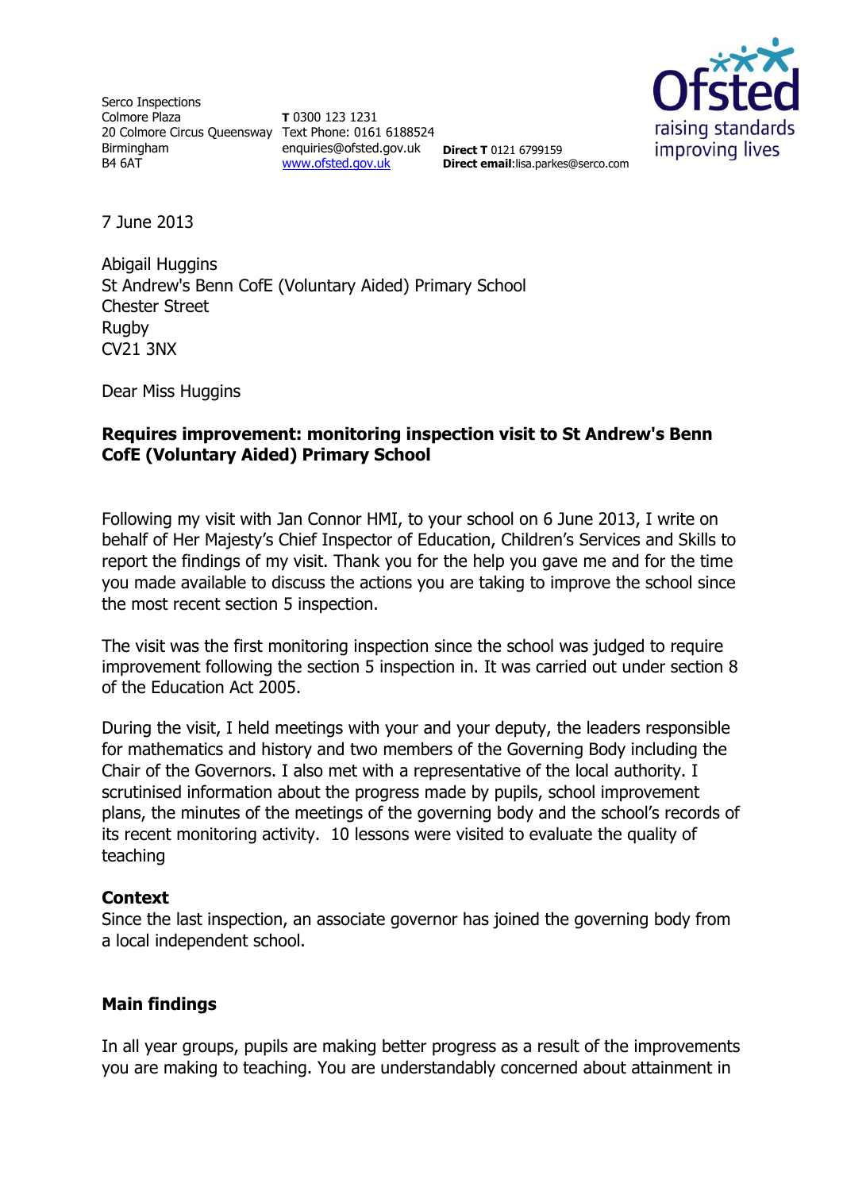Serco Inspections
Colmore Plaza
20 Colmore Circus Queensway
Birmingham
B4 6AT

**T** 0300 123 1231
Text Phone: 0161 6188524
enquiries@ofsted.gov.uk
www.ofsted.gov.uk

**Direct T** 0121 6799159
**Direct email**:lisa.parkes@serco.com

7 June 2013

Abigail Huggins
St Andrew's Benn CofE (Voluntary Aided) Primary School
Chester Street
Rugby
CV21 3NX

Dear Miss Huggins

**Requires improvement: monitoring inspection visit to St Andrew's Benn CofE (Voluntary Aided) Primary School**

Following my visit with Jan Connor HMI, to your school on 6 June 2013, I write on behalf of Her Majesty's Chief Inspector of Education, Children's Services and Skills to report the findings of my visit. Thank you for the help you gave me and for the time you made available to discuss the actions you are taking to improve the school since the most recent section 5 inspection.

The visit was the first monitoring inspection since the school was judged to require improvement following the section 5 inspection in. It was carried out under section 8 of the Education Act 2005.

During the visit, I held meetings with your and your deputy, the leaders responsible for mathematics and history and two members of the Governing Body including the Chair of the Governors. I also met with a representative of the local authority. I scrutinised information about the progress made by pupils, school improvement plans, the minutes of the meetings of the governing body and the school's records of its recent monitoring activity. 10 lessons were visited to evaluate the quality of teaching

**Context**

Since the last inspection, an associate governor has joined the governing body from a local independent school.

**Main findings**

In all year groups, pupils are making better progress as a result of the improvements you are making to teaching. You are understandably concerned about attainment in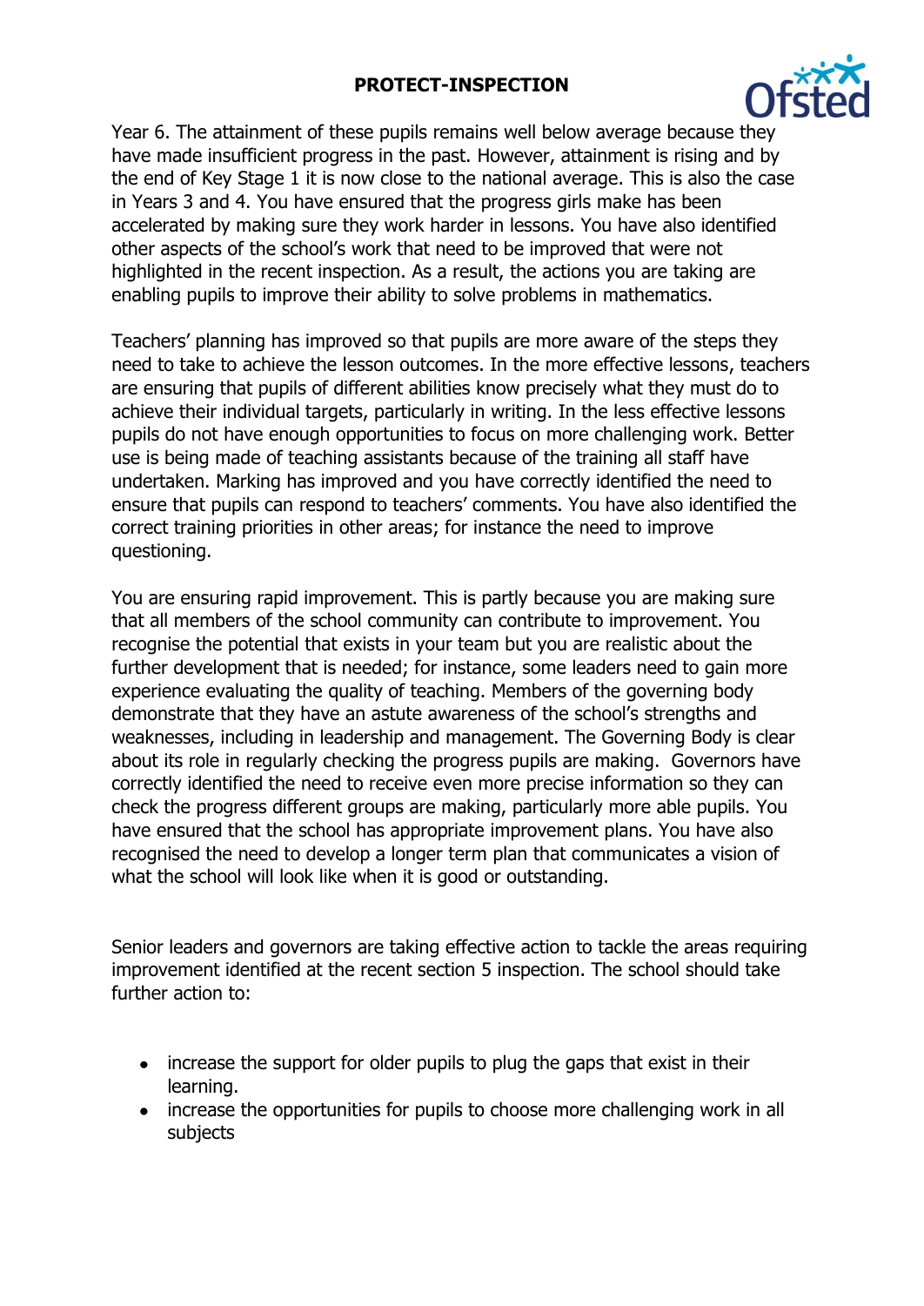Year 6. The attainment of these pupils remains well below average because they have made insufficient progress in the past. However, attainment is rising and by the end of Key Stage 1 it is now close to the national average. This is also the case in Years 3 and 4. You have ensured that the progress girls make has been accelerated by making sure they work harder in lessons. You have also identified other aspects of the school's work that need to be improved that were not highlighted in the recent inspection. As a result, the actions you are taking are enabling pupils to improve their ability to solve problems in mathematics.

Teachers' planning has improved so that pupils are more aware of the steps they need to take to achieve the lesson outcomes. In the more effective lessons, teachers are ensuring that pupils of different abilities know precisely what they must do to achieve their individual targets, particularly in writing. In the less effective lessons pupils do not have enough opportunities to focus on more challenging work. Better use is being made of teaching assistants because of the training all staff have undertaken. Marking has improved and you have correctly identified the need to ensure that pupils can respond to teachers' comments. You have also identified the correct training priorities in other areas; for instance the need to improve questioning.

You are ensuring rapid improvement. This is partly because you are making sure that all members of the school community can contribute to improvement. You recognise the potential that exists in your team but you are realistic about the further development that is needed; for instance, some leaders need to gain more experience evaluating the quality of teaching. Members of the governing body demonstrate that they have an astute awareness of the school's strengths and weaknesses, including in leadership and management. The Governing Body is clear about its role in regularly checking the progress pupils are making. Governors have correctly identified the need to receive even more precise information so they can check the progress different groups are making, particularly more able pupils. You have ensured that the school has appropriate improvement plans. You have also recognised the need to develop a longer term plan that communicates a vision of what the school will look like when it is good or outstanding.

Senior leaders and governors are taking effective action to tackle the areas requiring improvement identified at the recent section 5 inspection. The school should take further action to:

- increase the support for older pupils to plug the gaps that exist in their learning.
- increase the opportunities for pupils to choose more challenging work in all subjects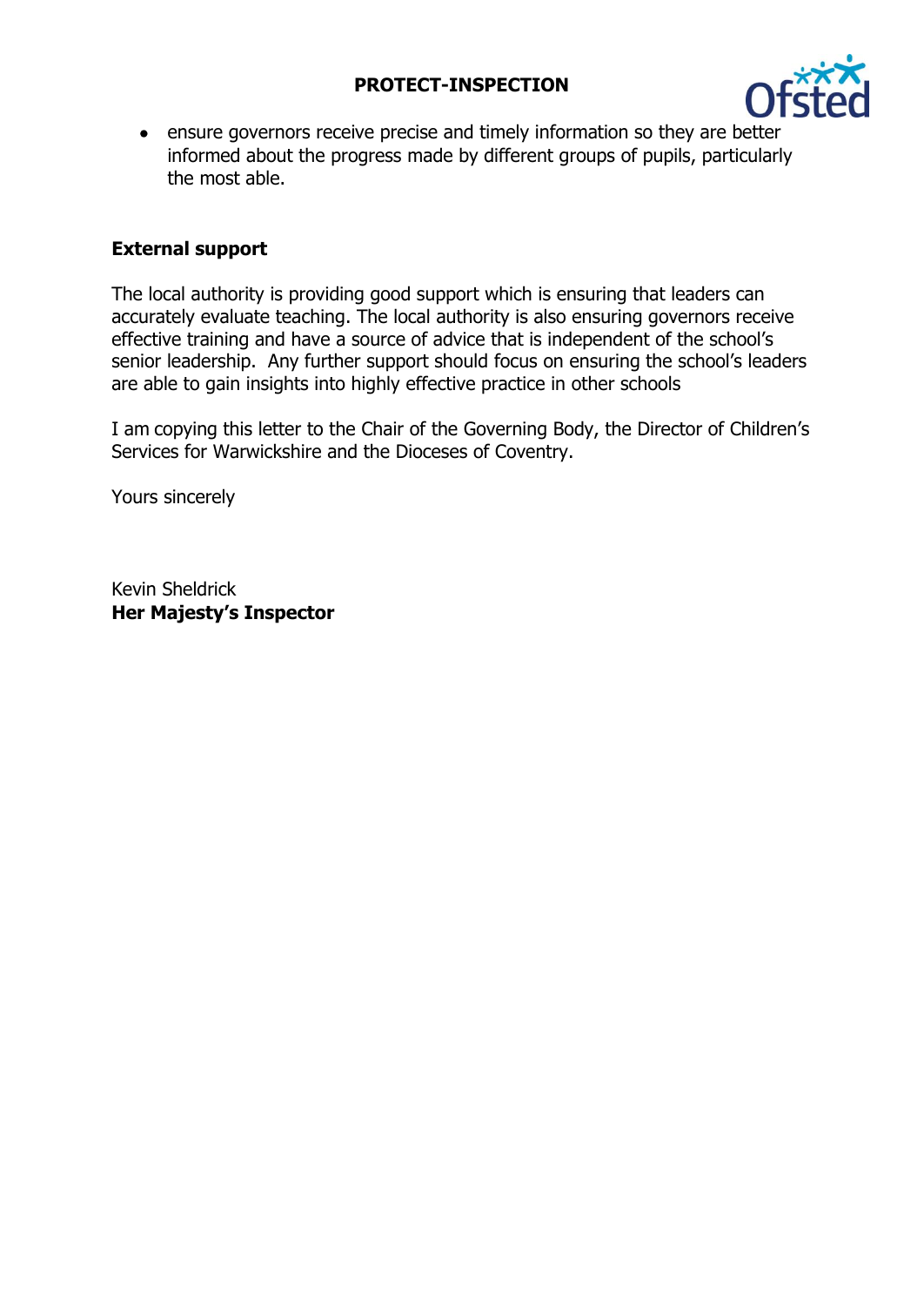- ensure governors receive precise and timely information so they are better informed about the progress made by different groups of pupils, particularly the most able.

## External support

The local authority is providing good support which is ensuring that leaders can accurately evaluate teaching. The local authority is also ensuring governors receive effective training and have a source of advice that is independent of the school's senior leadership. Any further support should focus on ensuring the school's leaders are able to gain insights into highly effective practice in other schools

I am copying this letter to the Chair of the Governing Body, the Director of Children's Services for Warwickshire and the Dioceses of Coventry.

Yours sincerely

Kevin Sheldrick
**Her Majesty's Inspector**